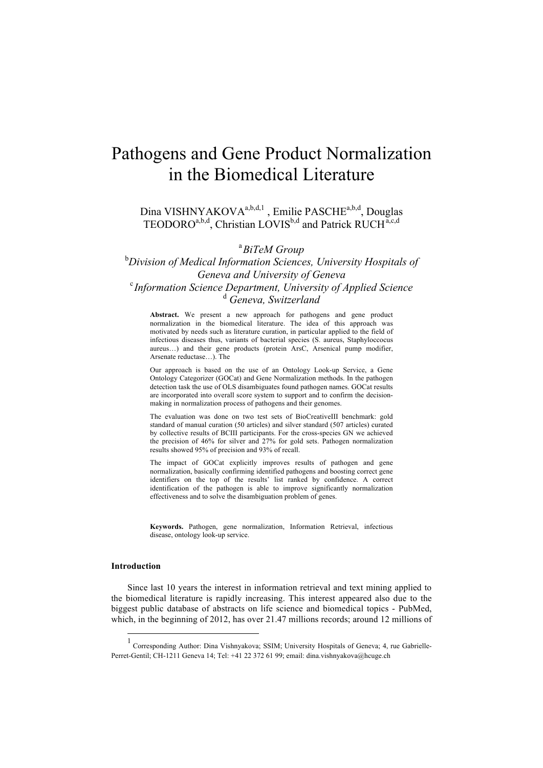# Pathogens and Gene Product Normalization in the Biomedical Literature

Dina VISHNYAKOVA[a,b,d,1] , Emilie PASCHE[a,b,d], Douglas TEODORO[a,b,d], Christian LOVIS[b,d] and Patrick RUCH[a,c,d]

[a] *BiTeM Group*
[b] *Division of Medical Information Sciences, University Hospitals of Geneva and University of Geneva*
[c] *Information Science Department, University of Applied Science*
[d] *Geneva, Switzerland*

**Abstract.** We present a new approach for pathogens and gene product normalization in the biomedical literature. The idea of this approach was motivated by needs such as literature curation, in particular applied to the field of infectious diseases thus, variants of bacterial species (S. aureus, Staphyloccocus aureus…) and their gene products (protein ArsC, Arsenical pump modifier, Arsenate reductase…). The

Our approach is based on the use of an Ontology Look-up Service, a Gene Ontology Categorizer (GOCat) and Gene Normalization methods. In the pathogen detection task the use of OLS disambiguates found pathogen names. GOCat results are incorporated into overall score system to support and to confirm the decision-making in normalization process of pathogens and their genomes.

The evaluation was done on two test sets of BioCreativeIII benchmark: gold standard of manual curation (50 articles) and silver standard (507 articles) curated by collective results of BCIII participants. For the cross-species GN we achieved the precision of 46% for silver and 27% for gold sets. Pathogen normalization results showed 95% of precision and 93% of recall.

The impact of GOCat explicitly improves results of pathogen and gene normalization, basically confirming identified pathogens and boosting correct gene identifiers on the top of the results' list ranked by confidence. A correct identification of the pathogen is able to improve significantly normalization effectiveness and to solve the disambiguation problem of genes.

**Keywords.** Pathogen, gene normalization, Information Retrieval, infectious disease, ontology look-up service.

### Introduction

Since last 10 years the interest in information retrieval and text mining applied to the biomedical literature is rapidly increasing. This interest appeared also due to the biggest public database of abstracts on life science and biomedical topics - PubMed, which, in the beginning of 2012, has over 21.47 millions records; around 12 millions of

[1] Corresponding Author: Dina Vishnyakova; SSIM; University Hospitals of Geneva; 4, rue Gabrielle-Perret-Gentil; CH-1211 Geneva 14; Tel: +41 22 372 61 99; email: dina.vishnyakova@hcuge.ch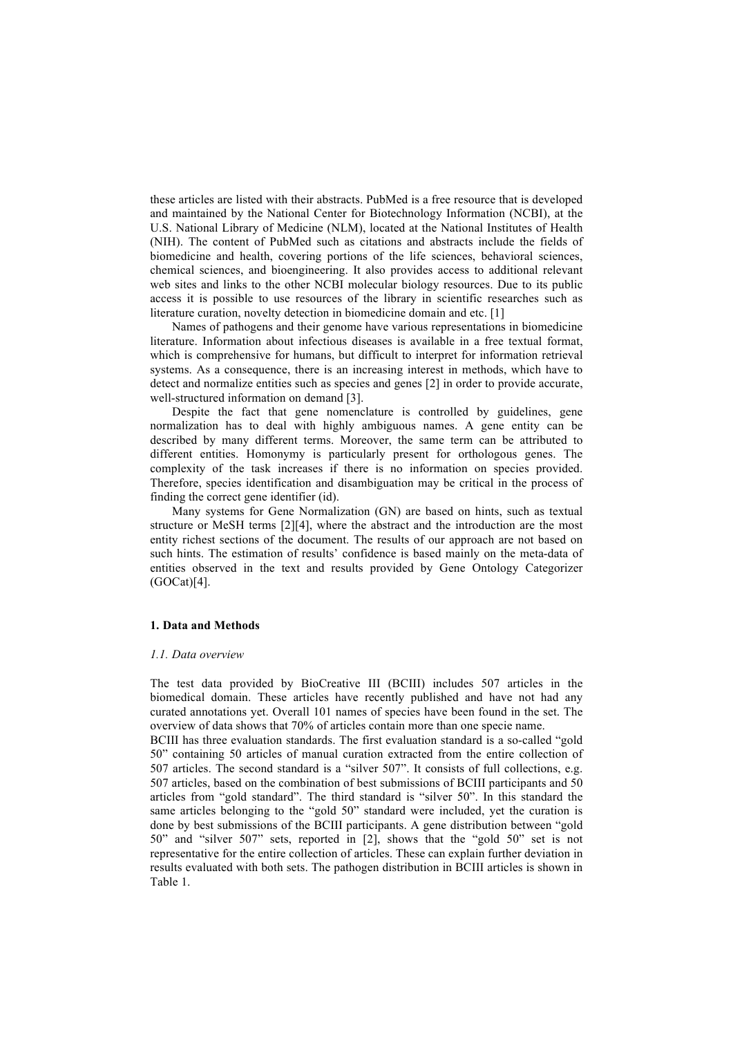these articles are listed with their abstracts. PubMed is a free resource that is developed and maintained by the National Center for Biotechnology Information (NCBI), at the U.S. National Library of Medicine (NLM), located at the National Institutes of Health (NIH). The content of PubMed such as citations and abstracts include the fields of biomedicine and health, covering portions of the life sciences, behavioral sciences, chemical sciences, and bioengineering. It also provides access to additional relevant web sites and links to the other NCBI molecular biology resources. Due to its public access it is possible to use resources of the library in scientific researches such as literature curation, novelty detection in biomedicine domain and etc. [1]

Names of pathogens and their genome have various representations in biomedicine literature. Information about infectious diseases is available in a free textual format, which is comprehensive for humans, but difficult to interpret for information retrieval systems. As a consequence, there is an increasing interest in methods, which have to detect and normalize entities such as species and genes [2] in order to provide accurate, well-structured information on demand [3].

Despite the fact that gene nomenclature is controlled by guidelines, gene normalization has to deal with highly ambiguous names. A gene entity can be described by many different terms. Moreover, the same term can be attributed to different entities. Homonymy is particularly present for orthologous genes. The complexity of the task increases if there is no information on species provided. Therefore, species identification and disambiguation may be critical in the process of finding the correct gene identifier (id).

Many systems for Gene Normalization (GN) are based on hints, such as textual structure or MeSH terms [2][4], where the abstract and the introduction are the most entity richest sections of the document. The results of our approach are not based on such hints. The estimation of results' confidence is based mainly on the meta-data of entities observed in the text and results provided by Gene Ontology Categorizer (GOCat)[4].

## 1. Data and Methods

### *1.1. Data overview*

The test data provided by BioCreative III (BCIII) includes 507 articles in the biomedical domain. These articles have recently published and have not had any curated annotations yet. Overall 101 names of species have been found in the set. The overview of data shows that 70% of articles contain more than one specie name.

BCIII has three evaluation standards. The first evaluation standard is a so-called "gold 50" containing 50 articles of manual curation extracted from the entire collection of 507 articles. The second standard is a "silver 507". It consists of full collections, e.g. 507 articles, based on the combination of best submissions of BCIII participants and 50 articles from "gold standard". The third standard is "silver 50". In this standard the same articles belonging to the "gold 50" standard were included, yet the curation is done by best submissions of the BCIII participants. A gene distribution between "gold 50" and "silver 507" sets, reported in [2], shows that the "gold 50" set is not representative for the entire collection of articles. These can explain further deviation in results evaluated with both sets. The pathogen distribution in BCIII articles is shown in Table 1.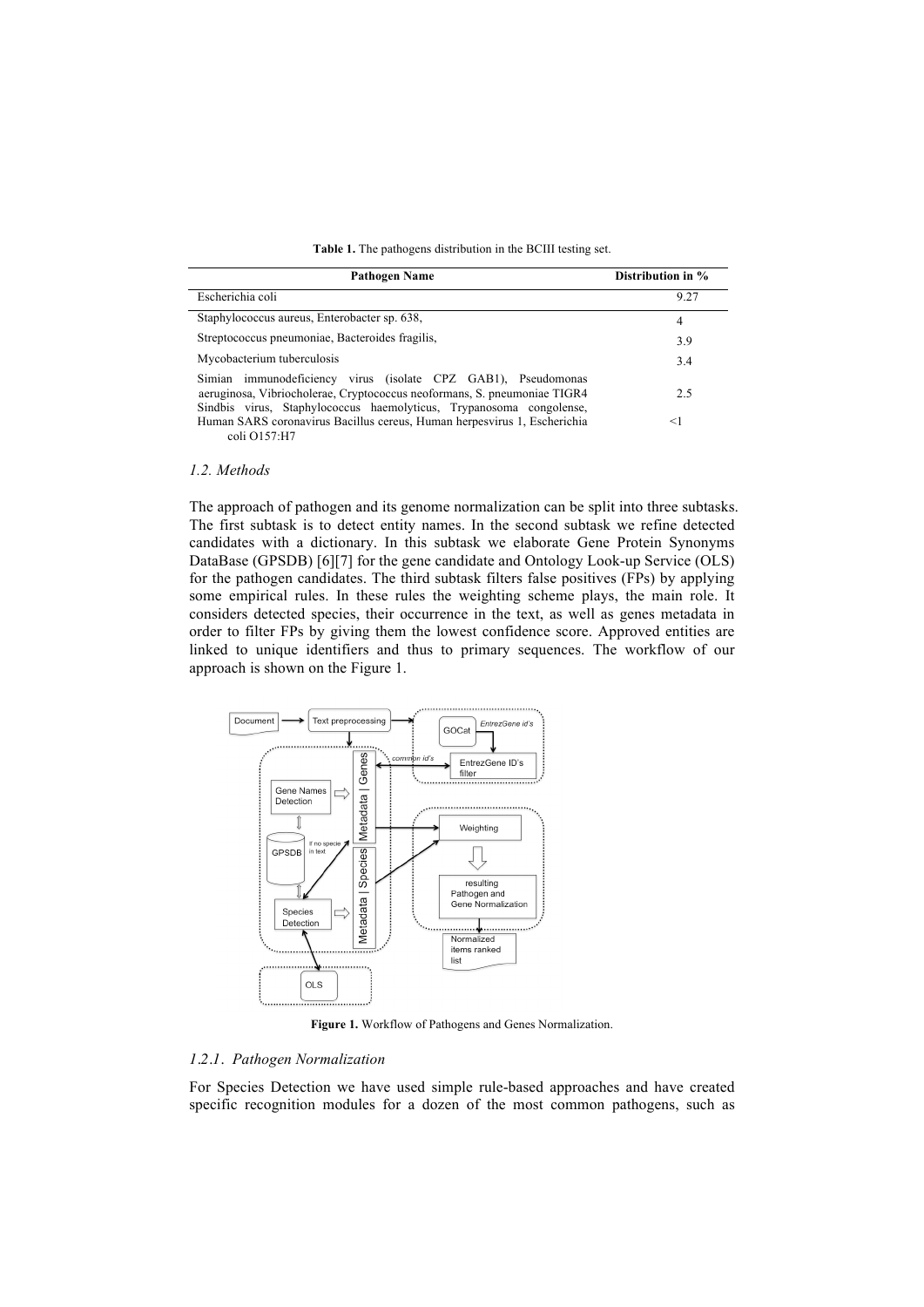**Table 1.** The pathogens distribution in the BCIII testing set.

| Pathogen Name | Distribution in % |
|---|---|
| Escherichia coli | 9.27 |
| Staphylococcus aureus, Enterobacter sp. 638, | 4 |
| Streptococcus pneumoniae, Bacteroides fragilis, | 3.9 |
| Mycobacterium tuberculosis | 3.4 |
| Simian immunodeficiency virus (isolate CPZ GAB1), Pseudomonas aeruginosa, Vibriocholerae, Cryptococcus neoformans, S. pneumoniae TIGR4 | 2.5 |
| Sindbis virus, Staphylococcus haemolyticus, Trypanosoma congolense, Human SARS coronavirus Bacillus cereus, Human herpesvirus 1, Escherichia coli O157:H7 | <1 |

### *1.2. Methods*

The approach of pathogen and its genome normalization can be split into three subtasks. The first subtask is to detect entity names. In the second subtask we refine detected candidates with a dictionary. In this subtask we elaborate Gene Protein Synonyms DataBase (GPSDB) [6][7] for the gene candidate and Ontology Look-up Service (OLS) for the pathogen candidates. The third subtask filters false positives (FPs) by applying some empirical rules. In these rules the weighting scheme plays, the main role. It considers detected species, their occurrence in the text, as well as genes metadata in order to filter FPs by giving them the lowest confidence score. Approved entities are linked to unique identifiers and thus to primary sequences. The workflow of our approach is shown on the Figure 1.

**Figure 1.** Workflow of Pathogens and Genes Normalization.

#### *1.2.1. Pathogen Normalization*

For Species Detection we have used simple rule-based approaches and have created specific recognition modules for a dozen of the most common pathogens, such as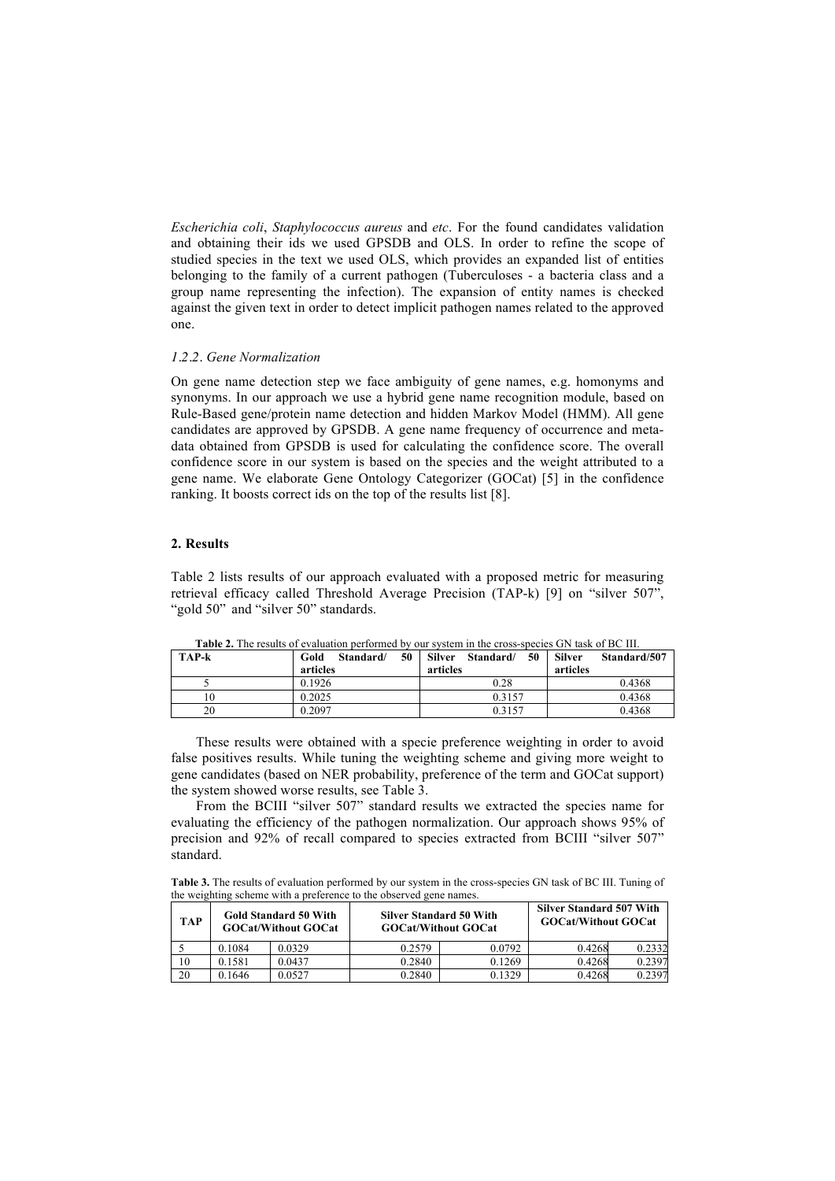*Escherichia coli*, *Staphylococcus aureus* and *etc*. For the found candidates validation and obtaining their ids we used GPSDB and OLS. In order to refine the scope of studied species in the text we used OLS, which provides an expanded list of entities belonging to the family of a current pathogen (Tuberculoses - a bacteria class and a group name representing the infection). The expansion of entity names is checked against the given text in order to detect implicit pathogen names related to the approved one.

### *1.2.2. Gene Normalization*

On gene name detection step we face ambiguity of gene names, e.g. homonyms and synonyms. In our approach we use a hybrid gene name recognition module, based on Rule-Based gene/protein name detection and hidden Markov Model (HMM). All gene candidates are approved by GPSDB. A gene name frequency of occurrence and meta-data obtained from GPSDB is used for calculating the confidence score. The overall confidence score in our system is based on the species and the weight attributed to a gene name. We elaborate Gene Ontology Categorizer (GOCat) [5] in the confidence ranking. It boosts correct ids on the top of the results list [8].

## 2. Results

Table 2 lists results of our approach evaluated with a proposed metric for measuring retrieval efficacy called Threshold Average Precision (TAP-k) [9] on "silver 507", "gold 50" and "silver 50" standards.

**Table 2.** The results of evaluation performed by our system in the cross-species GN task of BC III.

| **TAP-k** | **Gold Standard/ 50 articles** | **Silver Standard/ 50 articles** | **Silver Standard/507 articles** |
|---|---|---|---|
| 5 | 0.1926 | 0.28 | 0.4368 |
| 10 | 0.2025 | 0.3157 | 0.4368 |
| 20 | 0.2097 | 0.3157 | 0.4368 |

These results were obtained with a specie preference weighting in order to avoid false positives results. While tuning the weighting scheme and giving more weight to gene candidates (based on NER probability, preference of the term and GOCat support) the system showed worse results, see Table 3.

From the BCIII "silver 507" standard results we extracted the species name for evaluating the efficiency of the pathogen normalization. Our approach shows 95% of precision and 92% of recall compared to species extracted from BCIII "silver 507" standard.

**Table 3.** The results of evaluation performed by our system in the cross-species GN task of BC III. Tuning of the weighting scheme with a preference to the observed gene names.

| **TAP** | **Gold Standard 50 With GOCat/Without GOCat** | | **Silver Standard 50 With GOCat/Without GOCat** | | **Silver Standard 507 With GOCat/Without GOCat** | |
|---|---|---|---|---|---|---|
| 5 | 0.1084 | 0.0329 | 0.2579 | 0.0792 | 0.4268 | 0.2332 |
| 10 | 0.1581 | 0.0437 | 0.2840 | 0.1269 | 0.4268 | 0.2397 |
| 20 | 0.1646 | 0.0527 | 0.2840 | 0.1329 | 0.4268 | 0.2397 |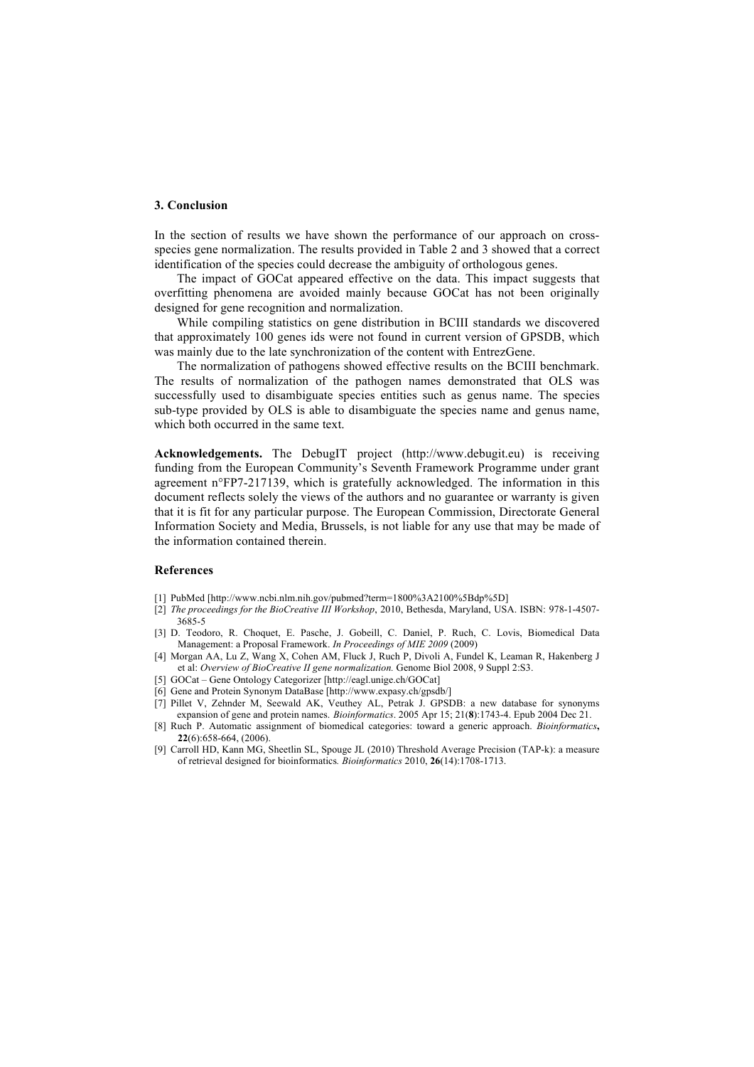## 3. Conclusion

In the section of results we have shown the performance of our approach on cross-species gene normalization. The results provided in Table 2 and 3 showed that a correct identification of the species could decrease the ambiguity of orthologous genes.

The impact of GOCat appeared effective on the data. This impact suggests that overfitting phenomena are avoided mainly because GOCat has not been originally designed for gene recognition and normalization.

While compiling statistics on gene distribution in BCIII standards we discovered that approximately 100 genes ids were not found in current version of GPSDB, which was mainly due to the late synchronization of the content with EntrezGene.

The normalization of pathogens showed effective results on the BCIII benchmark. The results of normalization of the pathogen names demonstrated that OLS was successfully used to disambiguate species entities such as genus name. The species sub-type provided by OLS is able to disambiguate the species name and genus name, which both occurred in the same text.

**Acknowledgements.** The DebugIT project (http://www.debugit.eu) is receiving funding from the European Community's Seventh Framework Programme under grant agreement n°FP7-217139, which is gratefully acknowledged. The information in this document reflects solely the views of the authors and no guarantee or warranty is given that it is fit for any particular purpose. The European Commission, Directorate General Information Society and Media, Brussels, is not liable for any use that may be made of the information contained therein.

### References

[1] PubMed [http://www.ncbi.nlm.nih.gov/pubmed?term=1800%3A2100%5Bdp%5D]

[2] *The proceedings for the BioCreative III Workshop*, 2010, Bethesda, Maryland, USA. ISBN: 978-1-4507-3685-5

[3] D. Teodoro, R. Choquet, E. Pasche, J. Gobeill, C. Daniel, P. Ruch, C. Lovis, Biomedical Data Management: a Proposal Framework. *In Proceedings of MIE 2009* (2009)

[4] Morgan AA, Lu Z, Wang X, Cohen AM, Fluck J, Ruch P, Divoli A, Fundel K, Leaman R, Hakenberg J et al: *Overview of BioCreative II gene normalization.* Genome Biol 2008, 9 Suppl 2:S3.

[5] GOCat – Gene Ontology Categorizer [http://eagl.unige.ch/GOCat]

[6] Gene and Protein Synonym DataBase [http://www.expasy.ch/gpsdb/]

[7] Pillet V, Zehnder M, Seewald AK, Veuthey AL, Petrak J. GPSDB: a new database for synonyms expansion of gene and protein names. *Bioinformatics*. 2005 Apr 15; 21(**8**):1743-4. Epub 2004 Dec 21.

[8] Ruch P. Automatic assignment of biomedical categories: toward a generic approach. *Bioinformatics***,** **22**(6):658-664, (2006).

[9] Carroll HD, Kann MG, Sheetlin SL, Spouge JL (2010) Threshold Average Precision (TAP-k): a measure of retrieval designed for bioinformatics*. Bioinformatics* 2010, **26**(14):1708-1713.